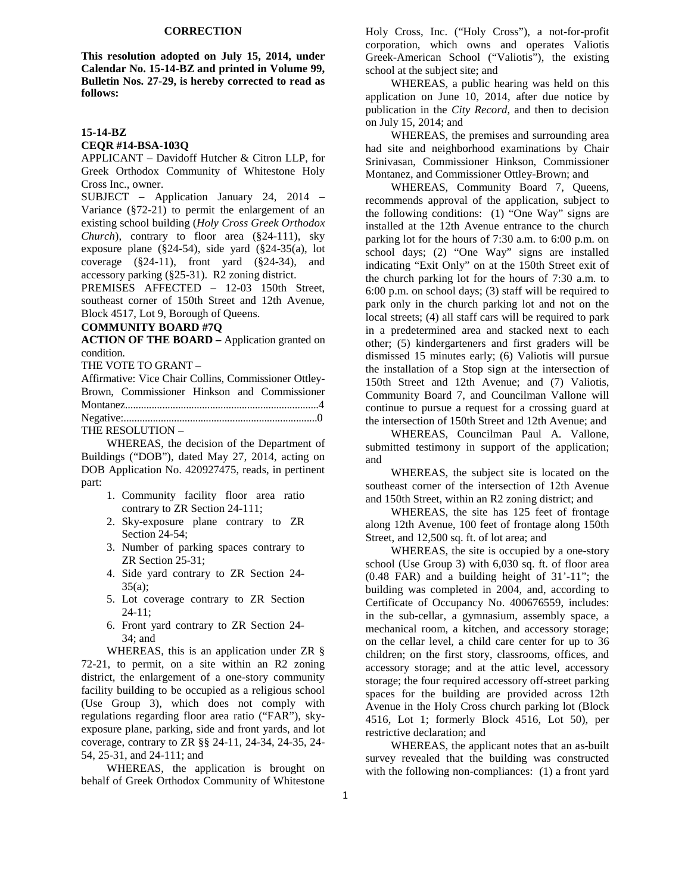**CORRECTION**

**This resolution adopted on July 15, 2014, under Calendar No. 15-14-BZ and printed in Volume 99, Bulletin Nos. 27-29, is hereby corrected to read as follows:**

**15-14-BZ**

**CEQR #14-BSA-103Q**

APPLICANT – Davidoff Hutcher & Citron LLP, for Greek Orthodox Community of Whitestone Holy Cross Inc., owner.

SUBJECT – Application January 24, 2014 – Variance (§72-21) to permit the enlargement of an existing school building (*Holy Cross Greek Orthodox Church*), contrary to floor area (§24-111), sky exposure plane (§24-54), side yard (§24-35(a), lot coverage (§24-11), front yard (§24-34), and accessory parking (§25-31). R2 zoning district.

PREMISES AFFECTED – 12-03 150th Street, southeast corner of 150th Street and 12th Avenue, Block 4517, Lot 9, Borough of Queens.

**COMMUNITY BOARD #7Q**

**ACTION OF THE BOARD –** Application granted on condition.

THE VOTE TO GRANT –

Affirmative: Vice Chair Collins, Commissioner Ottley-Brown, Commissioner Hinkson and Commissioner Montanez........................................................................4

Negative:........................................................................0

THE RESOLUTION –

WHEREAS, the decision of the Department of Buildings ("DOB"), dated May 27, 2014, acting on DOB Application No. 420927475, reads, in pertinent part:

1. Community facility floor area ratio contrary to ZR Section 24-111;
2. Sky-exposure plane contrary to ZR Section 24-54;
3. Number of parking spaces contrary to ZR Section 25-31;
4. Side yard contrary to ZR Section 24-35(a);
5. Lot coverage contrary to ZR Section 24-11;
6. Front yard contrary to ZR Section 24-34; and

WHEREAS, this is an application under ZR § 72-21, to permit, on a site within an R2 zoning district, the enlargement of a one-story community facility building to be occupied as a religious school (Use Group 3), which does not comply with regulations regarding floor area ratio ("FAR"), sky-exposure plane, parking, side and front yards, and lot coverage, contrary to ZR §§ 24-11, 24-34, 24-35, 24-54, 25-31, and 24-111; and

WHEREAS, the application is brought on behalf of Greek Orthodox Community of Whitestone Holy Cross, Inc. ("Holy Cross"), a not-for-profit corporation, which owns and operates Valiotis Greek-American School ("Valiotis"), the existing school at the subject site; and

WHEREAS, a public hearing was held on this application on June 10, 2014, after due notice by publication in the *City Record*, and then to decision on July 15, 2014; and

WHEREAS, the premises and surrounding area had site and neighborhood examinations by Chair Srinivasan, Commissioner Hinkson, Commissioner Montanez, and Commissioner Ottley-Brown; and

WHEREAS, Community Board 7, Queens, recommends approval of the application, subject to the following conditions: (1) "One Way" signs are installed at the 12th Avenue entrance to the church parking lot for the hours of 7:30 a.m. to 6:00 p.m. on school days; (2) "One Way" signs are installed indicating "Exit Only" on at the 150th Street exit of the church parking lot for the hours of 7:30 a.m. to 6:00 p.m. on school days; (3) staff will be required to park only in the church parking lot and not on the local streets; (4) all staff cars will be required to park in a predetermined area and stacked next to each other; (5) kindergarteners and first graders will be dismissed 15 minutes early; (6) Valiotis will pursue the installation of a Stop sign at the intersection of 150th Street and 12th Avenue; and (7) Valiotis, Community Board 7, and Councilman Vallone will continue to pursue a request for a crossing guard at the intersection of 150th Street and 12th Avenue; and

WHEREAS, Councilman Paul A. Vallone, submitted testimony in support of the application; and

WHEREAS, the subject site is located on the southeast corner of the intersection of 12th Avenue and 150th Street, within an R2 zoning district; and

WHEREAS, the site has 125 feet of frontage along 12th Avenue, 100 feet of frontage along 150th Street, and 12,500 sq. ft. of lot area; and

WHEREAS, the site is occupied by a one-story school (Use Group 3) with 6,030 sq. ft. of floor area (0.48 FAR) and a building height of 31'-11"; the building was completed in 2004, and, according to Certificate of Occupancy No. 400676559, includes: in the sub-cellar, a gymnasium, assembly space, a mechanical room, a kitchen, and accessory storage; on the cellar level, a child care center for up to 36 children; on the first story, classrooms, offices, and accessory storage; and at the attic level, accessory storage; the four required accessory off-street parking spaces for the building are provided across 12th Avenue in the Holy Cross church parking lot (Block 4516, Lot 1; formerly Block 4516, Lot 50), per restrictive declaration; and

WHEREAS, the applicant notes that an as-built survey revealed that the building was constructed with the following non-compliances: (1) a front yard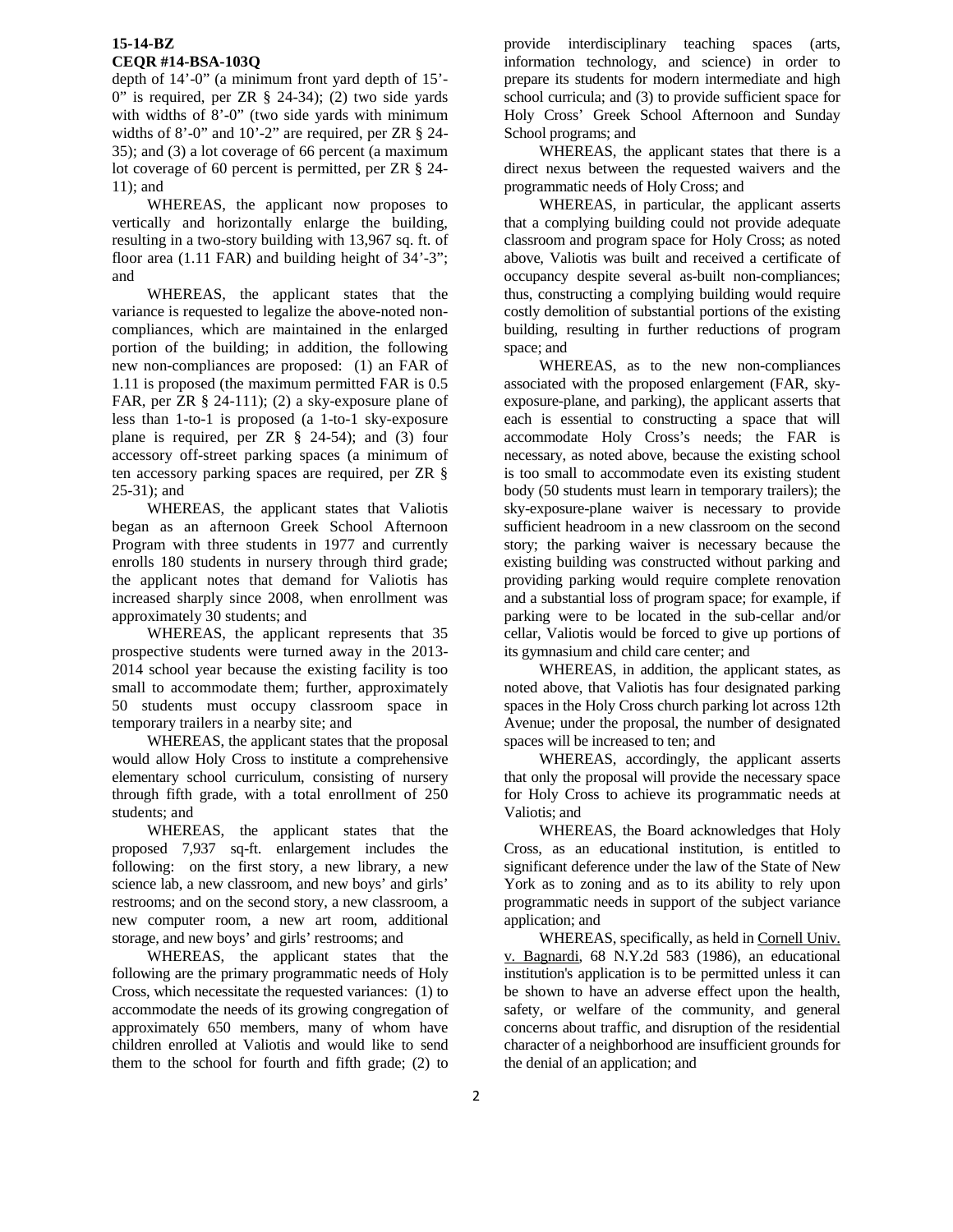**15-14-BZ**
**CEQR #14-BSA-103Q**

depth of 14'-0" (a minimum front yard depth of 15'-0" is required, per ZR § 24-34); (2) two side yards with widths of 8'-0" (two side yards with minimum widths of 8'-0" and 10'-2" are required, per ZR § 24-35); and (3) a lot coverage of 66 percent (a maximum lot coverage of 60 percent is permitted, per ZR § 24-11); and

WHEREAS, the applicant now proposes to vertically and horizontally enlarge the building, resulting in a two-story building with 13,967 sq. ft. of floor area (1.11 FAR) and building height of 34'-3"; and

WHEREAS, the applicant states that the variance is requested to legalize the above-noted non-compliances, which are maintained in the enlarged portion of the building; in addition, the following new non-compliances are proposed: (1) an FAR of 1.11 is proposed (the maximum permitted FAR is 0.5 FAR, per ZR § 24-111); (2) a sky-exposure plane of less than 1-to-1 is proposed (a 1-to-1 sky-exposure plane is required, per ZR § 24-54); and (3) four accessory off-street parking spaces (a minimum of ten accessory parking spaces are required, per ZR § 25-31); and

WHEREAS, the applicant states that Valiotis began as an afternoon Greek School Afternoon Program with three students in 1977 and currently enrolls 180 students in nursery through third grade; the applicant notes that demand for Valiotis has increased sharply since 2008, when enrollment was approximately 30 students; and

WHEREAS, the applicant represents that 35 prospective students were turned away in the 2013-2014 school year because the existing facility is too small to accommodate them; further, approximately 50 students must occupy classroom space in temporary trailers in a nearby site; and

WHEREAS, the applicant states that the proposal would allow Holy Cross to institute a comprehensive elementary school curriculum, consisting of nursery through fifth grade, with a total enrollment of 250 students; and

WHEREAS, the applicant states that the proposed 7,937 sq-ft. enlargement includes the following: on the first story, a new library, a new science lab, a new classroom, and new boys' and girls' restrooms; and on the second story, a new classroom, a new computer room, a new art room, additional storage, and new boys' and girls' restrooms; and

WHEREAS, the applicant states that the following are the primary programmatic needs of Holy Cross, which necessitate the requested variances: (1) to accommodate the needs of its growing congregation of approximately 650 members, many of whom have children enrolled at Valiotis and would like to send them to the school for fourth and fifth grade; (2) to provide interdisciplinary teaching spaces (arts, information technology, and science) in order to prepare its students for modern intermediate and high school curricula; and (3) to provide sufficient space for Holy Cross' Greek School Afternoon and Sunday School programs; and

WHEREAS, the applicant states that there is a direct nexus between the requested waivers and the programmatic needs of Holy Cross; and

WHEREAS, in particular, the applicant asserts that a complying building could not provide adequate classroom and program space for Holy Cross; as noted above, Valiotis was built and received a certificate of occupancy despite several as-built non-compliances; thus, constructing a complying building would require costly demolition of substantial portions of the existing building, resulting in further reductions of program space; and

WHEREAS, as to the new non-compliances associated with the proposed enlargement (FAR, sky-exposure-plane, and parking), the applicant asserts that each is essential to constructing a space that will accommodate Holy Cross's needs; the FAR is necessary, as noted above, because the existing school is too small to accommodate even its existing student body (50 students must learn in temporary trailers); the sky-exposure-plane waiver is necessary to provide sufficient headroom in a new classroom on the second story; the parking waiver is necessary because the existing building was constructed without parking and providing parking would require complete renovation and a substantial loss of program space; for example, if parking were to be located in the sub-cellar and/or cellar, Valiotis would be forced to give up portions of its gymnasium and child care center; and

WHEREAS, in addition, the applicant states, as noted above, that Valiotis has four designated parking spaces in the Holy Cross church parking lot across 12th Avenue; under the proposal, the number of designated spaces will be increased to ten; and

WHEREAS, accordingly, the applicant asserts that only the proposal will provide the necessary space for Holy Cross to achieve its programmatic needs at Valiotis; and

WHEREAS, the Board acknowledges that Holy Cross, as an educational institution, is entitled to significant deference under the law of the State of New York as to zoning and as to its ability to rely upon programmatic needs in support of the subject variance application; and

WHEREAS, specifically, as held in Cornell Univ. v. Bagnardi, 68 N.Y.2d 583 (1986), an educational institution's application is to be permitted unless it can be shown to have an adverse effect upon the health, safety, or welfare of the community, and general concerns about traffic, and disruption of the residential character of a neighborhood are insufficient grounds for the denial of an application; and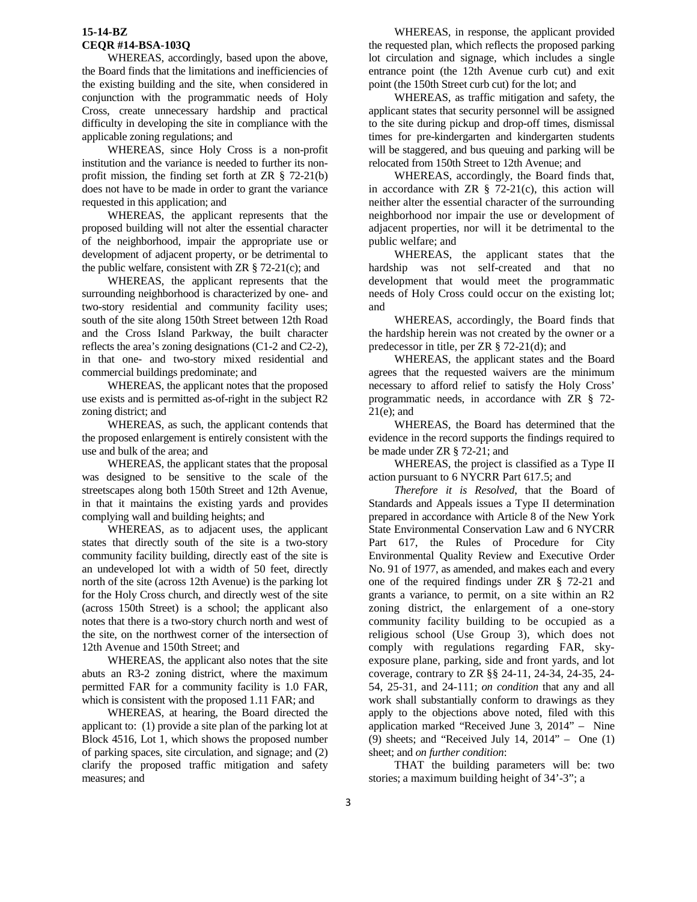**15-14-BZ**
**CEQR #14-BSA-103Q**

WHEREAS, accordingly, based upon the above, the Board finds that the limitations and inefficiencies of the existing building and the site, when considered in conjunction with the programmatic needs of Holy Cross, create unnecessary hardship and practical difficulty in developing the site in compliance with the applicable zoning regulations; and

WHEREAS, since Holy Cross is a non-profit institution and the variance is needed to further its non-profit mission, the finding set forth at ZR § 72-21(b) does not have to be made in order to grant the variance requested in this application; and

WHEREAS, the applicant represents that the proposed building will not alter the essential character of the neighborhood, impair the appropriate use or development of adjacent property, or be detrimental to the public welfare, consistent with ZR § 72-21(c); and

WHEREAS, the applicant represents that the surrounding neighborhood is characterized by one- and two-story residential and community facility uses; south of the site along 150th Street between 12th Road and the Cross Island Parkway, the built character reflects the area's zoning designations (C1-2 and C2-2), in that one- and two-story mixed residential and commercial buildings predominate; and

WHEREAS, the applicant notes that the proposed use exists and is permitted as-of-right in the subject R2 zoning district; and

WHEREAS, as such, the applicant contends that the proposed enlargement is entirely consistent with the use and bulk of the area; and

WHEREAS, the applicant states that the proposal was designed to be sensitive to the scale of the streetscapes along both 150th Street and 12th Avenue, in that it maintains the existing yards and provides complying wall and building heights; and

WHEREAS, as to adjacent uses, the applicant states that directly south of the site is a two-story community facility building, directly east of the site is an undeveloped lot with a width of 50 feet, directly north of the site (across 12th Avenue) is the parking lot for the Holy Cross church, and directly west of the site (across 150th Street) is a school; the applicant also notes that there is a two-story church north and west of the site, on the northwest corner of the intersection of 12th Avenue and 150th Street; and

WHEREAS, the applicant also notes that the site abuts an R3-2 zoning district, where the maximum permitted FAR for a community facility is 1.0 FAR, which is consistent with the proposed 1.11 FAR; and

WHEREAS, at hearing, the Board directed the applicant to: (1) provide a site plan of the parking lot at Block 4516, Lot 1, which shows the proposed number of parking spaces, site circulation, and signage; and (2) clarify the proposed traffic mitigation and safety measures; and

WHEREAS, in response, the applicant provided the requested plan, which reflects the proposed parking lot circulation and signage, which includes a single entrance point (the 12th Avenue curb cut) and exit point (the 150th Street curb cut) for the lot; and

WHEREAS, as traffic mitigation and safety, the applicant states that security personnel will be assigned to the site during pickup and drop-off times, dismissal times for pre-kindergarten and kindergarten students will be staggered, and bus queuing and parking will be relocated from 150th Street to 12th Avenue; and

WHEREAS, accordingly, the Board finds that, in accordance with ZR § 72-21(c), this action will neither alter the essential character of the surrounding neighborhood nor impair the use or development of adjacent properties, nor will it be detrimental to the public welfare; and

WHEREAS, the applicant states that the hardship was not self-created and that no development that would meet the programmatic needs of Holy Cross could occur on the existing lot; and

WHEREAS, accordingly, the Board finds that the hardship herein was not created by the owner or a predecessor in title, per ZR § 72-21(d); and

WHEREAS, the applicant states and the Board agrees that the requested waivers are the minimum necessary to afford relief to satisfy the Holy Cross' programmatic needs, in accordance with ZR § 72-21(e); and

WHEREAS, the Board has determined that the evidence in the record supports the findings required to be made under ZR § 72-21; and

WHEREAS, the project is classified as a Type II action pursuant to 6 NYCRR Part 617.5; and

*Therefore it is Resolved*, that the Board of Standards and Appeals issues a Type II determination prepared in accordance with Article 8 of the New York State Environmental Conservation Law and 6 NYCRR Part 617, the Rules of Procedure for City Environmental Quality Review and Executive Order No. 91 of 1977, as amended, and makes each and every one of the required findings under ZR § 72-21 and grants a variance, to permit, on a site within an R2 zoning district, the enlargement of a one-story community facility building to be occupied as a religious school (Use Group 3), which does not comply with regulations regarding FAR, sky-exposure plane, parking, side and front yards, and lot coverage, contrary to ZR §§ 24-11, 24-34, 24-35, 24-54, 25-31, and 24-111; *on condition* that any and all work shall substantially conform to drawings as they apply to the objections above noted, filed with this application marked "Received June 3, 2014" – Nine (9) sheets; and "Received July 14, 2014" – One (1) sheet; and *on further condition*:

THAT the building parameters will be: two stories; a maximum building height of 34'-3"; a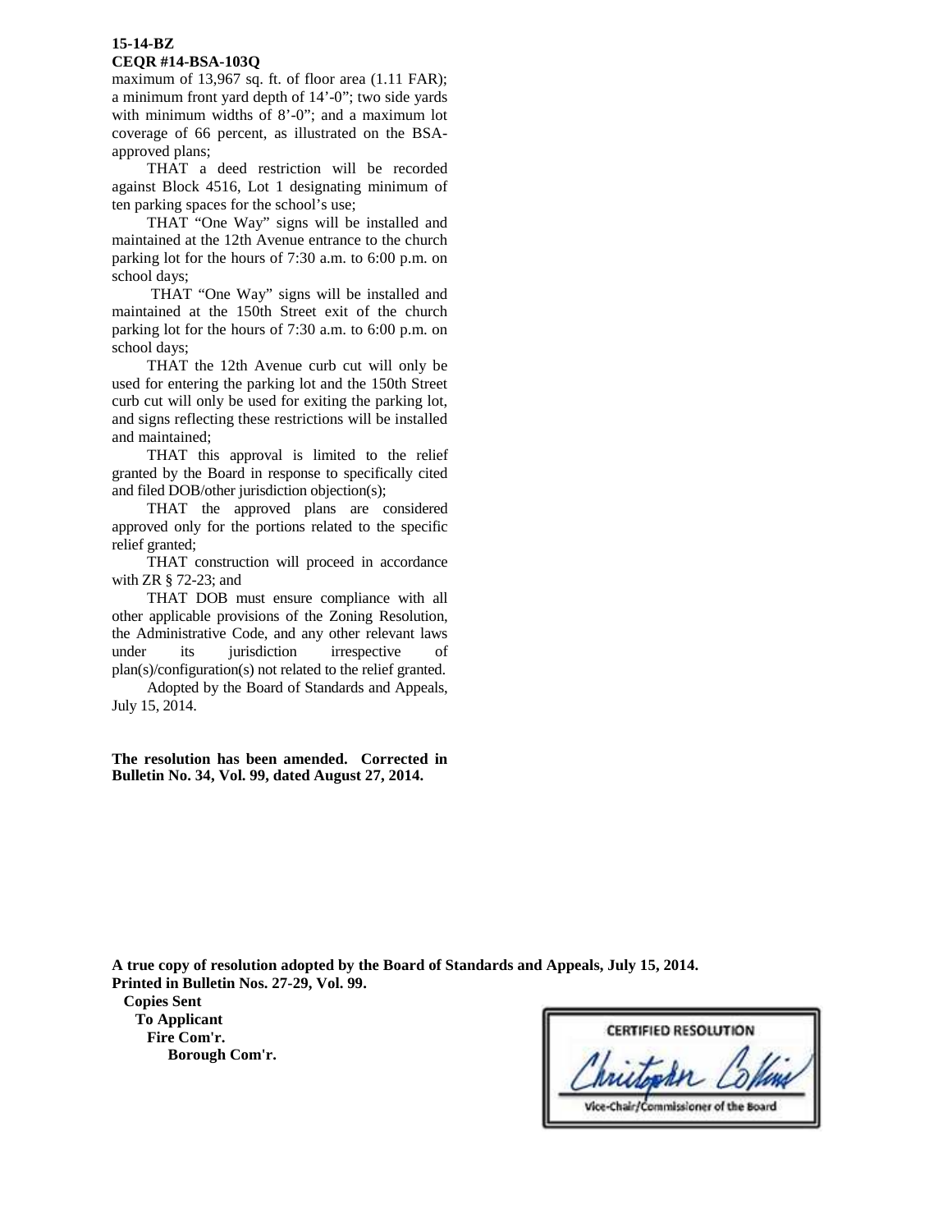**15-14-BZ**
**CEQR #14-BSA-103Q**

maximum of 13,967 sq. ft. of floor area (1.11 FAR); a minimum front yard depth of 14'-0"; two side yards with minimum widths of 8'-0"; and a maximum lot coverage of 66 percent, as illustrated on the BSA-approved plans;

THAT a deed restriction will be recorded against Block 4516, Lot 1 designating minimum of ten parking spaces for the school's use;

THAT "One Way" signs will be installed and maintained at the 12th Avenue entrance to the church parking lot for the hours of 7:30 a.m. to 6:00 p.m. on school days;

THAT "One Way" signs will be installed and maintained at the 150th Street exit of the church parking lot for the hours of 7:30 a.m. to 6:00 p.m. on school days;

THAT the 12th Avenue curb cut will only be used for entering the parking lot and the 150th Street curb cut will only be used for exiting the parking lot, and signs reflecting these restrictions will be installed and maintained;

THAT this approval is limited to the relief granted by the Board in response to specifically cited and filed DOB/other jurisdiction objection(s);

THAT the approved plans are considered approved only for the portions related to the specific relief granted;

THAT construction will proceed in accordance with ZR § 72-23; and

THAT DOB must ensure compliance with all other applicable provisions of the Zoning Resolution, the Administrative Code, and any other relevant laws under its jurisdiction irrespective of plan(s)/configuration(s) not related to the relief granted.

Adopted by the Board of Standards and Appeals, July 15, 2014.

**The resolution has been amended. Corrected in Bulletin No. 34, Vol. 99, dated August 27, 2014.**

**A true copy of resolution adopted by the Board of Standards and Appeals, July 15, 2014.**
**Printed in Bulletin Nos. 27-29, Vol. 99.**

**Copies Sent**
**To Applicant**
**Fire Com'r.**
**Borough Com'r.**

CERTIFIED RESOLUTION

Christopher Collins

Vice-Chair/Commissioner of the Board